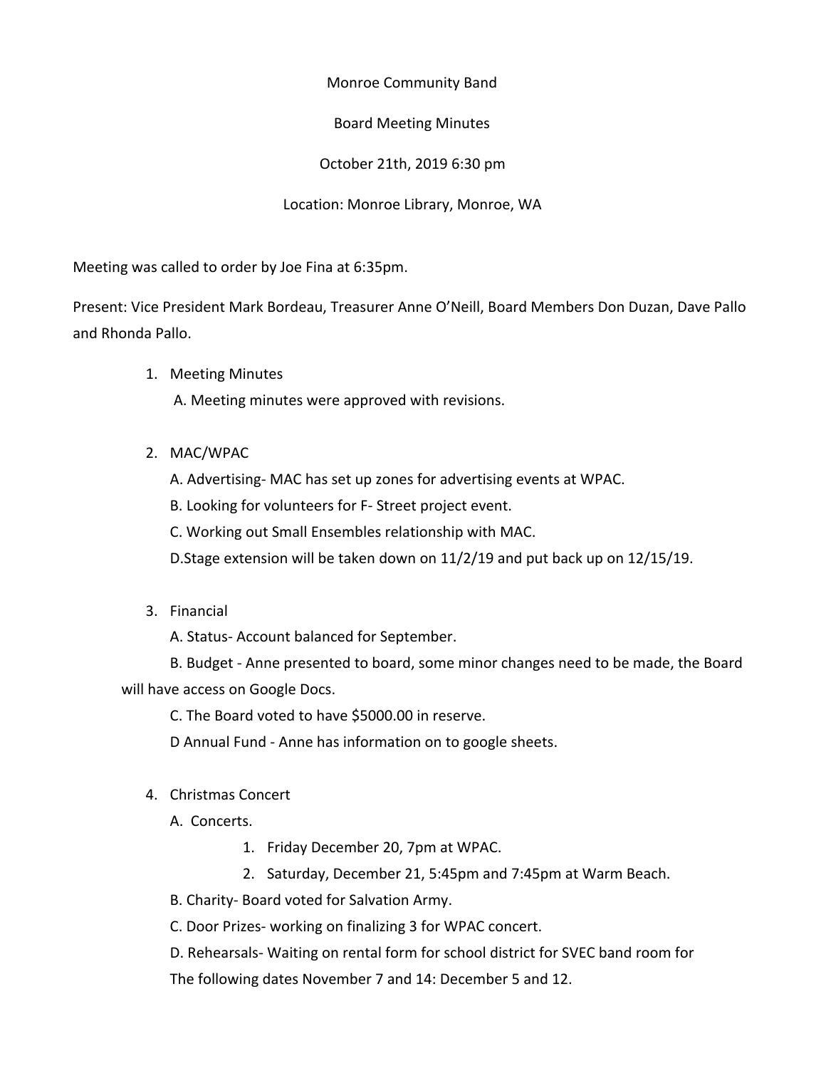Monroe Community Band

Board Meeting Minutes

October 21th, 2019 6:30 pm

Location: Monroe Library, Monroe, WA

Meeting was called to order by Joe Fina at 6:35pm.

Present: Vice President Mark Bordeau, Treasurer Anne O'Neill, Board Members Don Duzan, Dave Pallo and Rhonda Pallo.

1. Meeting Minutes
   A. Meeting minutes were approved with revisions.

2. MAC/WPAC
   A. Advertising- MAC has set up zones for advertising events at WPAC.
   B. Looking for volunteers for F- Street project event.
   C. Working out Small Ensembles relationship with MAC.
   D.Stage extension will be taken down on 11/2/19 and put back up on 12/15/19.

3. Financial
   A. Status- Account balanced for September.
   B. Budget - Anne presented to board, some minor changes need to be made, the Board will have access on Google Docs.
   C. The Board voted to have $5000.00 in reserve.
   D Annual Fund - Anne has information on to google sheets.

4. Christmas Concert
   A. Concerts.
      1. Friday December 20, 7pm at WPAC.
      2. Saturday, December 21, 5:45pm and 7:45pm at Warm Beach.
   B. Charity- Board voted for Salvation Army.
   C. Door Prizes- working on finalizing 3 for WPAC concert.
   D. Rehearsals- Waiting on rental form for school district for SVEC band room for The following dates November 7 and 14: December 5 and 12.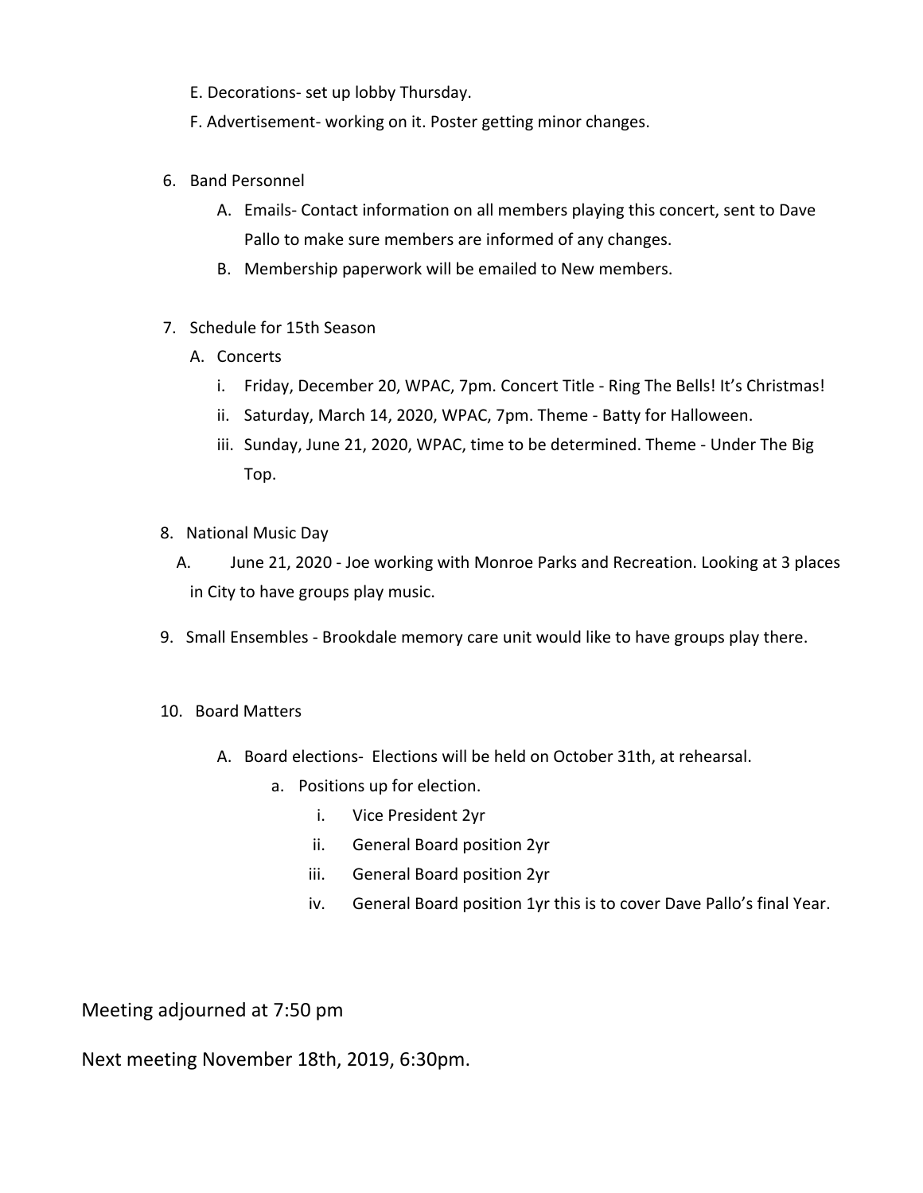E. Decorations- set up lobby Thursday.

F. Advertisement- working on it. Poster getting minor changes.

6. Band Personnel
   A. Emails- Contact information on all members playing this concert, sent to Dave Pallo to make sure members are informed of any changes.
   B. Membership paperwork will be emailed to New members.

7. Schedule for 15th Season
   A. Concerts
      i. Friday, December 20, WPAC, 7pm. Concert Title - Ring The Bells! It's Christmas!
      ii. Saturday, March 14, 2020, WPAC, 7pm. Theme - Batty for Halloween.
      iii. Sunday, June 21, 2020, WPAC, time to be determined. Theme - Under The Big Top.

8. National Music Day
   A. June 21, 2020 - Joe working with Monroe Parks and Recreation. Looking at 3 places in City to have groups play music.

9. Small Ensembles - Brookdale memory care unit would like to have groups play there.

10. Board Matters
    A. Board elections- Elections will be held on October 31th, at rehearsal.
       a. Positions up for election.
          i. Vice President 2yr
          ii. General Board position 2yr
          iii. General Board position 2yr
          iv. General Board position 1yr this is to cover Dave Pallo's final Year.

Meeting adjourned at 7:50 pm

Next meeting November 18th, 2019, 6:30pm.